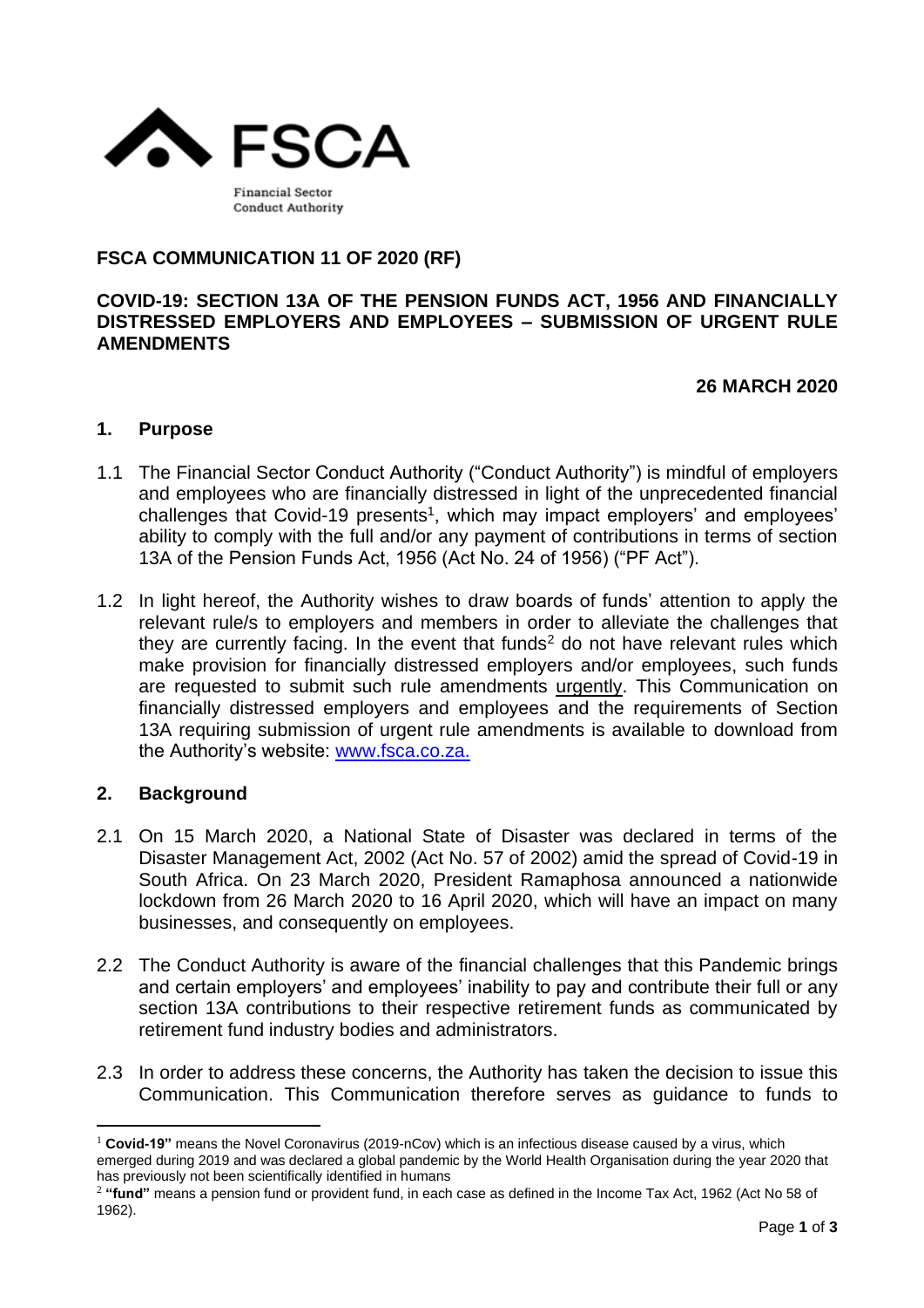FSCA

Financial Sector Conduct Authority

## FSCA COMMUNICATION 11 OF 2020 (RF)

## COVID-19: SECTION 13A OF THE PENSION FUNDS ACT, 1956 AND FINANCIALLY DISTRESSED EMPLOYERS AND EMPLOYEES – SUBMISSION OF URGENT RULE AMENDMENTS

**26 MARCH 2020**

### 1. Purpose

1.1 The Financial Sector Conduct Authority ("Conduct Authority") is mindful of employers and employees who are financially distressed in light of the unprecedented financial challenges that Covid-19 presents[1], which may impact employers' and employees' ability to comply with the full and/or any payment of contributions in terms of section 13A of the Pension Funds Act, 1956 (Act No. 24 of 1956) ("PF Act").

1.2 In light hereof, the Authority wishes to draw boards of funds' attention to apply the relevant rule/s to employers and members in order to alleviate the challenges that they are currently facing. In the event that funds[2] do not have relevant rules which make provision for financially distressed employers and/or employees, such funds are requested to submit such rule amendments urgently. This Communication on financially distressed employers and employees and the requirements of Section 13A requiring submission of urgent rule amendments is available to download from the Authority's website: www.fsca.co.za.

### 2. Background

2.1 On 15 March 2020, a National State of Disaster was declared in terms of the Disaster Management Act, 2002 (Act No. 57 of 2002) amid the spread of Covid-19 in South Africa. On 23 March 2020, President Ramaphosa announced a nationwide lockdown from 26 March 2020 to 16 April 2020, which will have an impact on many businesses, and consequently on employees.

2.2 The Conduct Authority is aware of the financial challenges that this Pandemic brings and certain employers' and employees' inability to pay and contribute their full or any section 13A contributions to their respective retirement funds as communicated by retirement fund industry bodies and administrators.

2.3 In order to address these concerns, the Authority has taken the decision to issue this Communication. This Communication therefore serves as guidance to funds to

---

[1] **"Covid-19"** means the Novel Coronavirus (2019-nCov) which is an infectious disease caused by a virus, which emerged during 2019 and was declared a global pandemic by the World Health Organisation during the year 2020 that has previously not been scientifically identified in humans

[2] **"fund"** means a pension fund or provident fund, in each case as defined in the Income Tax Act, 1962 (Act No 58 of 1962).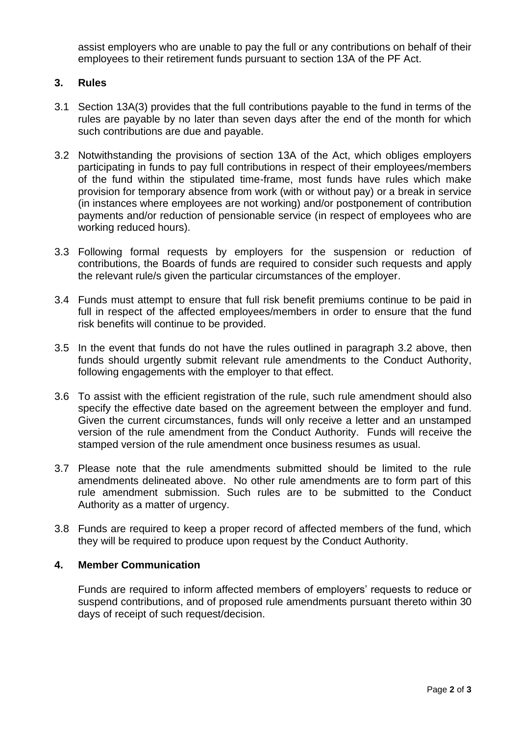assist employers who are unable to pay the full or any contributions on behalf of their employees to their retirement funds pursuant to section 13A of the PF Act.

## 3. Rules

3.1 Section 13A(3) provides that the full contributions payable to the fund in terms of the rules are payable by no later than seven days after the end of the month for which such contributions are due and payable.

3.2 Notwithstanding the provisions of section 13A of the Act, which obliges employers participating in funds to pay full contributions in respect of their employees/members of the fund within the stipulated time-frame, most funds have rules which make provision for temporary absence from work (with or without pay) or a break in service (in instances where employees are not working) and/or postponement of contribution payments and/or reduction of pensionable service (in respect of employees who are working reduced hours).

3.3 Following formal requests by employers for the suspension or reduction of contributions, the Boards of funds are required to consider such requests and apply the relevant rule/s given the particular circumstances of the employer.

3.4 Funds must attempt to ensure that full risk benefit premiums continue to be paid in full in respect of the affected employees/members in order to ensure that the fund risk benefits will continue to be provided.

3.5 In the event that funds do not have the rules outlined in paragraph 3.2 above, then funds should urgently submit relevant rule amendments to the Conduct Authority, following engagements with the employer to that effect.

3.6 To assist with the efficient registration of the rule, such rule amendment should also specify the effective date based on the agreement between the employer and fund. Given the current circumstances, funds will only receive a letter and an unstamped version of the rule amendment from the Conduct Authority. Funds will receive the stamped version of the rule amendment once business resumes as usual.

3.7 Please note that the rule amendments submitted should be limited to the rule amendments delineated above. No other rule amendments are to form part of this rule amendment submission. Such rules are to be submitted to the Conduct Authority as a matter of urgency.

3.8 Funds are required to keep a proper record of affected members of the fund, which they will be required to produce upon request by the Conduct Authority.

## 4. Member Communication

Funds are required to inform affected members of employers' requests to reduce or suspend contributions, and of proposed rule amendments pursuant thereto within 30 days of receipt of such request/decision.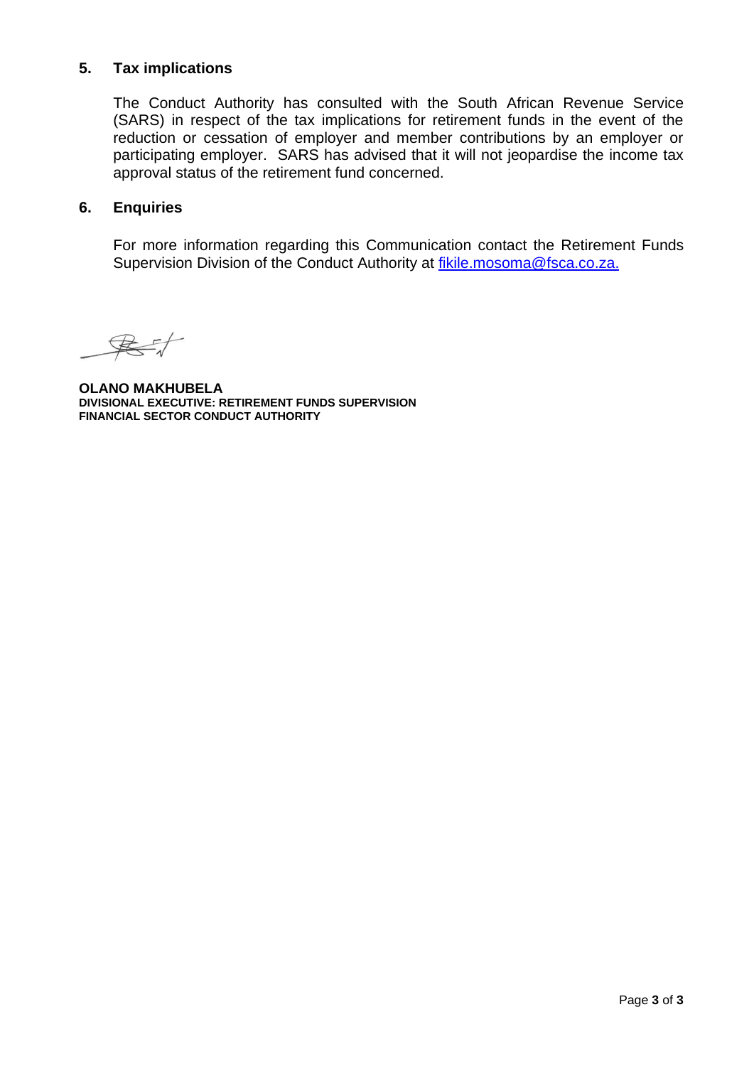## 5. Tax implications

The Conduct Authority has consulted with the South African Revenue Service (SARS) in respect of the tax implications for retirement funds in the event of the reduction or cessation of employer and member contributions by an employer or participating employer. SARS has advised that it will not jeopardise the income tax approval status of the retirement fund concerned.

## 6. Enquiries

For more information regarding this Communication contact the Retirement Funds Supervision Division of the Conduct Authority at fikile.mosoma@fsca.co.za.

**OLANO MAKHUBELA**
**DIVISIONAL EXECUTIVE: RETIREMENT FUNDS SUPERVISION**
**FINANCIAL SECTOR CONDUCT AUTHORITY**